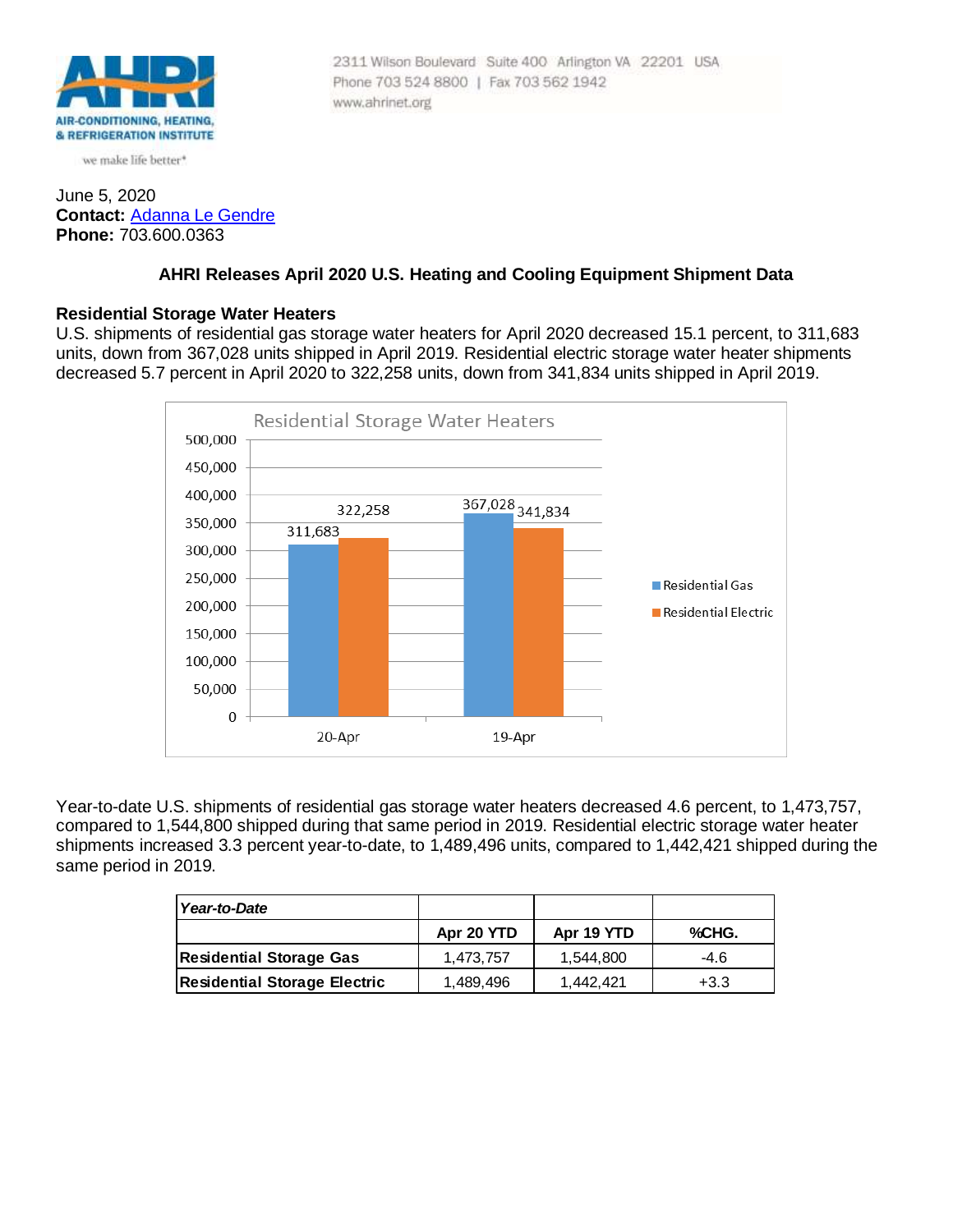AIR-CONDITIONING, HEATING, & REFRIGERATION INSTITUTE

we make life better*

2311 Wilson Boulevard Suite 400 Arlington VA 22201 USA
Phone 703 524 8800 | Fax 703 562 1942
www.ahrinet.org

June 5, 2020
**Contact:** Adanna Le Gendre
**Phone:** 703.600.0363

## AHRI Releases April 2020 U.S. Heating and Cooling Equipment Shipment Data

### Residential Storage Water Heaters

U.S. shipments of residential gas storage water heaters for April 2020 decreased 15.1 percent, to 311,683 units, down from 367,028 units shipped in April 2019. Residential electric storage water heater shipments decreased 5.7 percent in April 2020 to 322,258 units, down from 341,834 units shipped in April 2019.

Residential Storage Water Heaters

| | Residential Gas | Residential Electric |
|---|---|---|
| 20-Apr | 311,683 | 322,258 |
| 19-Apr | 367,028 | 341,834 |

Year-to-date U.S. shipments of residential gas storage water heaters decreased 4.6 percent, to 1,473,757, compared to 1,544,800 shipped during that same period in 2019. Residential electric storage water heater shipments increased 3.3 percent year-to-date, to 1,489,496 units, compared to 1,442,421 shipped during the same period in 2019.

| *Year-to-Date* | | | |
|---|---|---|---|
| | **Apr 20 YTD** | **Apr 19 YTD** | **%CHG.** |
| **Residential Storage Gas** | 1,473,757 | 1,544,800 | -4.6 |
| **Residential Storage Electric** | 1,489,496 | 1,442,421 | +3.3 |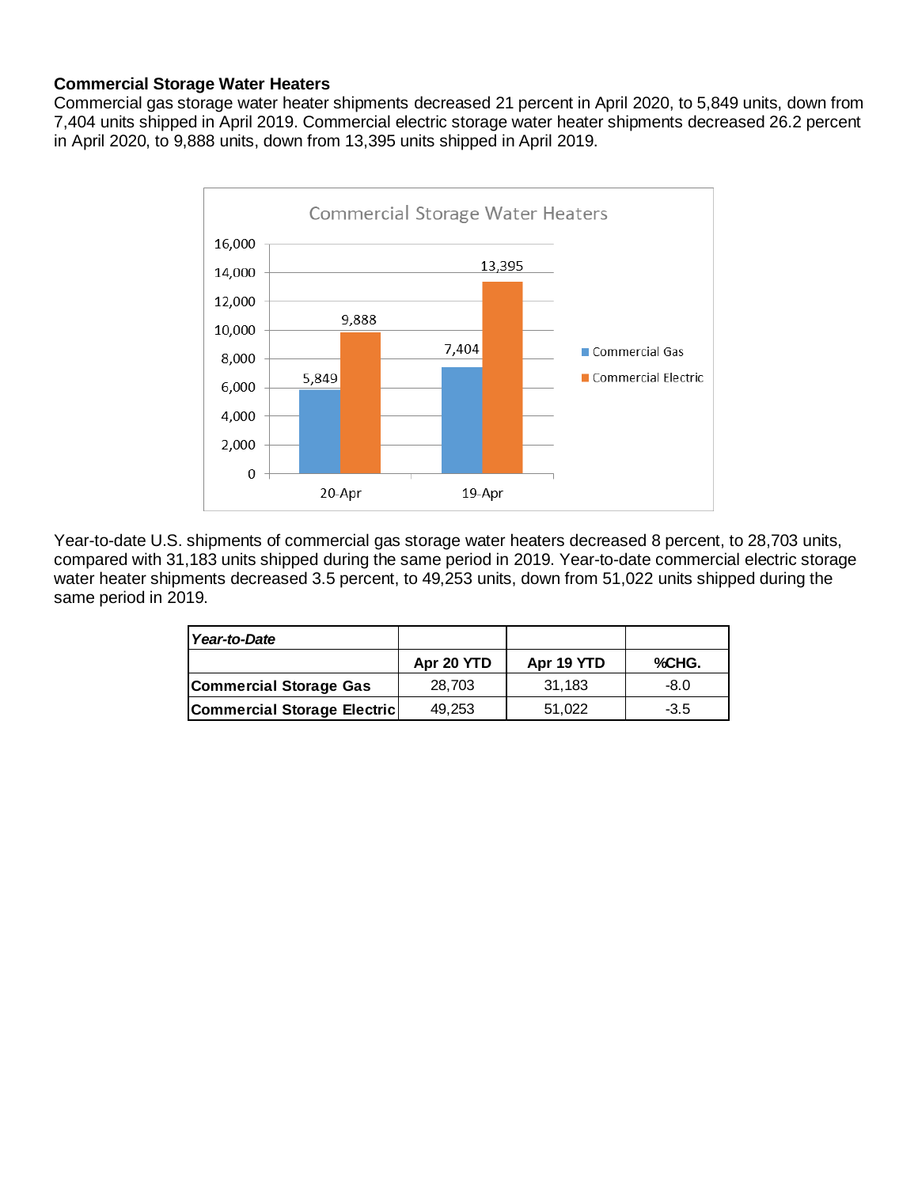**Commercial Storage Water Heaters**

Commercial gas storage water heater shipments decreased 21 percent in April 2020, to 5,849 units, down from 7,404 units shipped in April 2019. Commercial electric storage water heater shipments decreased 26.2 percent in April 2020, to 9,888 units, down from 13,395 units shipped in April 2019.

Year-to-date U.S. shipments of commercial gas storage water heaters decreased 8 percent, to 28,703 units, compared with 31,183 units shipped during the same period in 2019. Year-to-date commercial electric storage water heater shipments decreased 3.5 percent, to 49,253 units, down from 51,022 units shipped during the same period in 2019.

| *Year-to-Date* | | | |
|---|---|---|---|
| | **Apr 20 YTD** | **Apr 19 YTD** | **%CHG.** |
| **Commercial Storage Gas** | 28,703 | 31,183 | -8.0 |
| **Commercial Storage Electric** | 49,253 | 51,022 | -3.5 |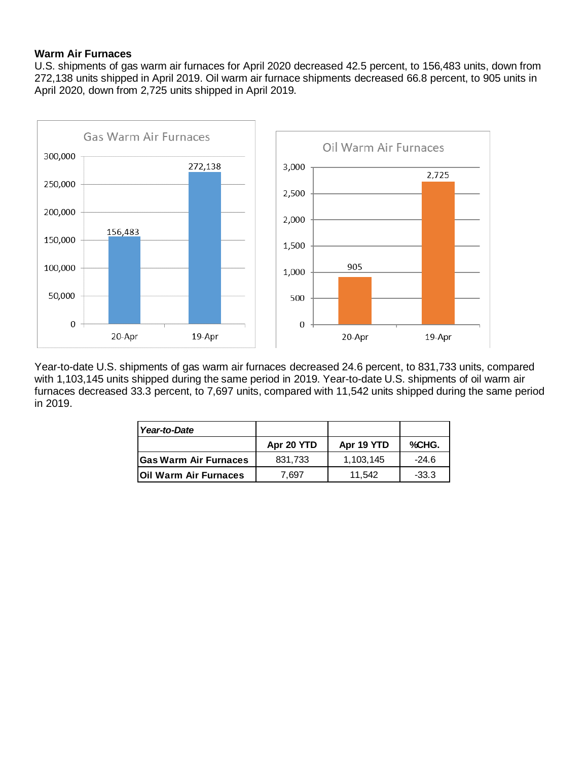**Warm Air Furnaces**

U.S. shipments of gas warm air furnaces for April 2020 decreased 42.5 percent, to 156,483 units, down from 272,138 units shipped in April 2019. Oil warm air furnace shipments decreased 66.8 percent, to 905 units in April 2020, down from 2,725 units shipped in April 2019.

Year-to-date U.S. shipments of gas warm air furnaces decreased 24.6 percent, to 831,733 units, compared with 1,103,145 units shipped during the same period in 2019. Year-to-date U.S. shipments of oil warm air furnaces decreased 33.3 percent, to 7,697 units, compared with 11,542 units shipped during the same period in 2019.

| *Year-to-Date* | | | |
|---|---|---|---|
| | **Apr 20 YTD** | **Apr 19 YTD** | **%CHG.** |
| **Gas Warm Air Furnaces** | 831,733 | 1,103,145 | -24.6 |
| **Oil Warm Air Furnaces** | 7,697 | 11,542 | -33.3 |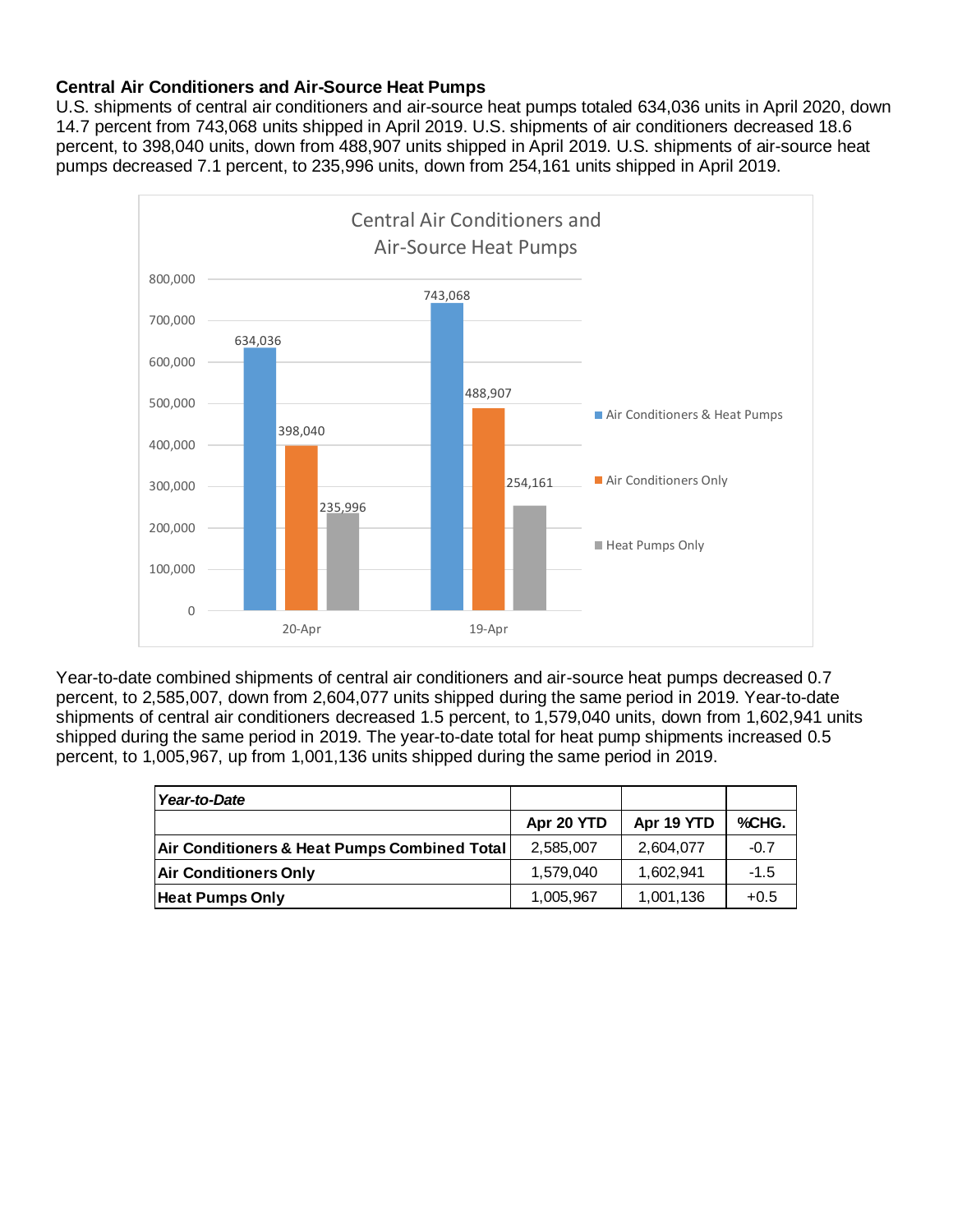**Central Air Conditioners and Air-Source Heat Pumps**

U.S. shipments of central air conditioners and air-source heat pumps totaled 634,036 units in April 2020, down 14.7 percent from 743,068 units shipped in April 2019. U.S. shipments of air conditioners decreased 18.6 percent, to 398,040 units, down from 488,907 units shipped in April 2019. U.S. shipments of air-source heat pumps decreased 7.1 percent, to 235,996 units, down from 254,161 units shipped in April 2019.

Year-to-date combined shipments of central air conditioners and air-source heat pumps decreased 0.7 percent, to 2,585,007, down from 2,604,077 units shipped during the same period in 2019. Year-to-date shipments of central air conditioners decreased 1.5 percent, to 1,579,040 units, down from 1,602,941 units shipped during the same period in 2019. The year-to-date total for heat pump shipments increased 0.5 percent, to 1,005,967, up from 1,001,136 units shipped during the same period in 2019.

| ***Year-to-Date*** | | | |
|---|---|---|---|
| | **Apr 20 YTD** | **Apr 19 YTD** | **%CHG.** |
| **Air Conditioners & Heat Pumps Combined Total** | 2,585,007 | 2,604,077 | -0.7 |
| **Air Conditioners Only** | 1,579,040 | 1,602,941 | -1.5 |
| **Heat Pumps Only** | 1,005,967 | 1,001,136 | +0.5 |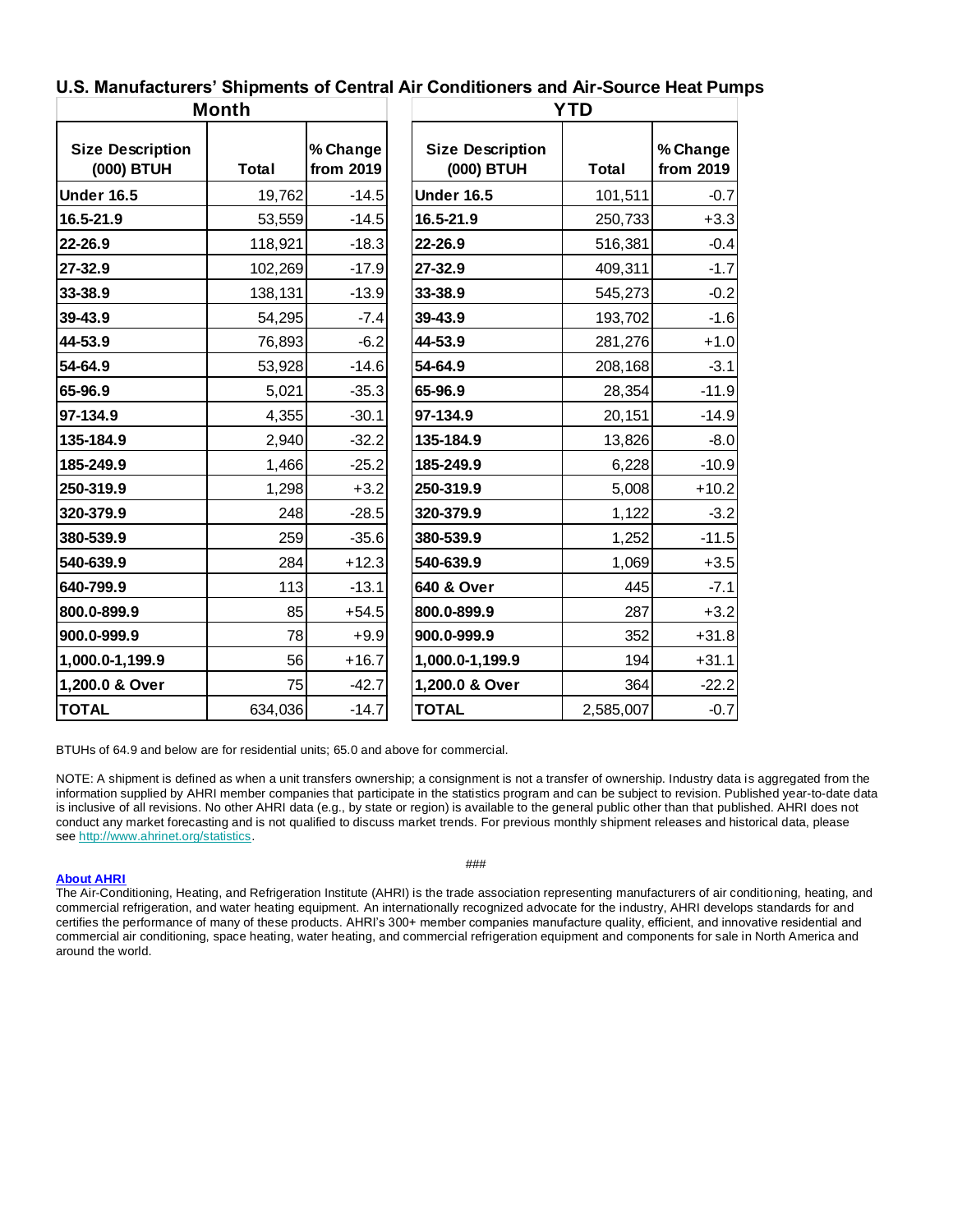## U.S. Manufacturers' Shipments of Central Air Conditioners and Air-Source Heat Pumps

| Month | | | YTD | | |
|---|---|---|---|---|---|
| Size Description (000) BTUH | Total | % Change from 2019 | Size Description (000) BTUH | Total | % Change from 2019 |
| **Under 16.5** | 19,762 | -14.5 | **Under 16.5** | 101,511 | -0.7 |
| **16.5-21.9** | 53,559 | -14.5 | **16.5-21.9** | 250,733 | +3.3 |
| **22-26.9** | 118,921 | -18.3 | **22-26.9** | 516,381 | -0.4 |
| **27-32.9** | 102,269 | -17.9 | **27-32.9** | 409,311 | -1.7 |
| **33-38.9** | 138,131 | -13.9 | **33-38.9** | 545,273 | -0.2 |
| **39-43.9** | 54,295 | -7.4 | **39-43.9** | 193,702 | -1.6 |
| **44-53.9** | 76,893 | -6.2 | **44-53.9** | 281,276 | +1.0 |
| **54-64.9** | 53,928 | -14.6 | **54-64.9** | 208,168 | -3.1 |
| **65-96.9** | 5,021 | -35.3 | **65-96.9** | 28,354 | -11.9 |
| **97-134.9** | 4,355 | -30.1 | **97-134.9** | 20,151 | -14.9 |
| **135-184.9** | 2,940 | -32.2 | **135-184.9** | 13,826 | -8.0 |
| **185-249.9** | 1,466 | -25.2 | **185-249.9** | 6,228 | -10.9 |
| **250-319.9** | 1,298 | +3.2 | **250-319.9** | 5,008 | +10.2 |
| **320-379.9** | 248 | -28.5 | **320-379.9** | 1,122 | -3.2 |
| **380-539.9** | 259 | -35.6 | **380-539.9** | 1,252 | -11.5 |
| **540-639.9** | 284 | +12.3 | **540-639.9** | 1,069 | +3.5 |
| **640-799.9** | 113 | -13.1 | **640 & Over** | 445 | -7.1 |
| **800.0-899.9** | 85 | +54.5 | **800.0-899.9** | 287 | +3.2 |
| **900.0-999.9** | 78 | +9.9 | **900.0-999.9** | 352 | +31.8 |
| **1,000.0-1,199.9** | 56 | +16.7 | **1,000.0-1,199.9** | 194 | +31.1 |
| **1,200.0 & Over** | 75 | -42.7 | **1,200.0 & Over** | 364 | -22.2 |
| **TOTAL** | 634,036 | -14.7 | **TOTAL** | 2,585,007 | -0.7 |

BTUHs of 64.9 and below are for residential units; 65.0 and above for commercial.

NOTE: A shipment is defined as when a unit transfers ownership; a consignment is not a transfer of ownership. Industry data is aggregated from the information supplied by AHRI member companies that participate in the statistics program and can be subject to revision. Published year-to-date data is inclusive of all revisions. No other AHRI data (e.g., by state or region) is available to the general public other than that published. AHRI does not conduct any market forecasting and is not qualified to discuss market trends. For previous monthly shipment releases and historical data, please see http://www.ahrinet.org/statistics.

###

**About AHRI**

The Air-Conditioning, Heating, and Refrigeration Institute (AHRI) is the trade association representing manufacturers of air conditioning, heating, and commercial refrigeration, and water heating equipment. An internationally recognized advocate for the industry, AHRI develops standards for and certifies the performance of many of these products. AHRI's 300+ member companies manufacture quality, efficient, and innovative residential and commercial air conditioning, space heating, water heating, and commercial refrigeration equipment and components for sale in North America and around the world.